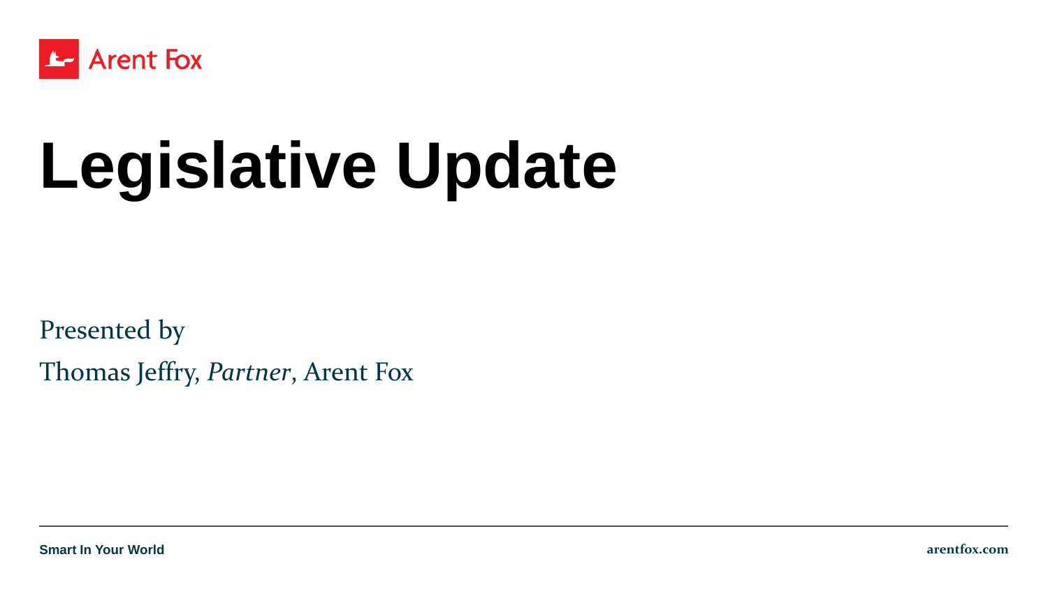Arent Fox

# Legislative Update

Presented by

Thomas Jeffry, *Partner*, Arent Fox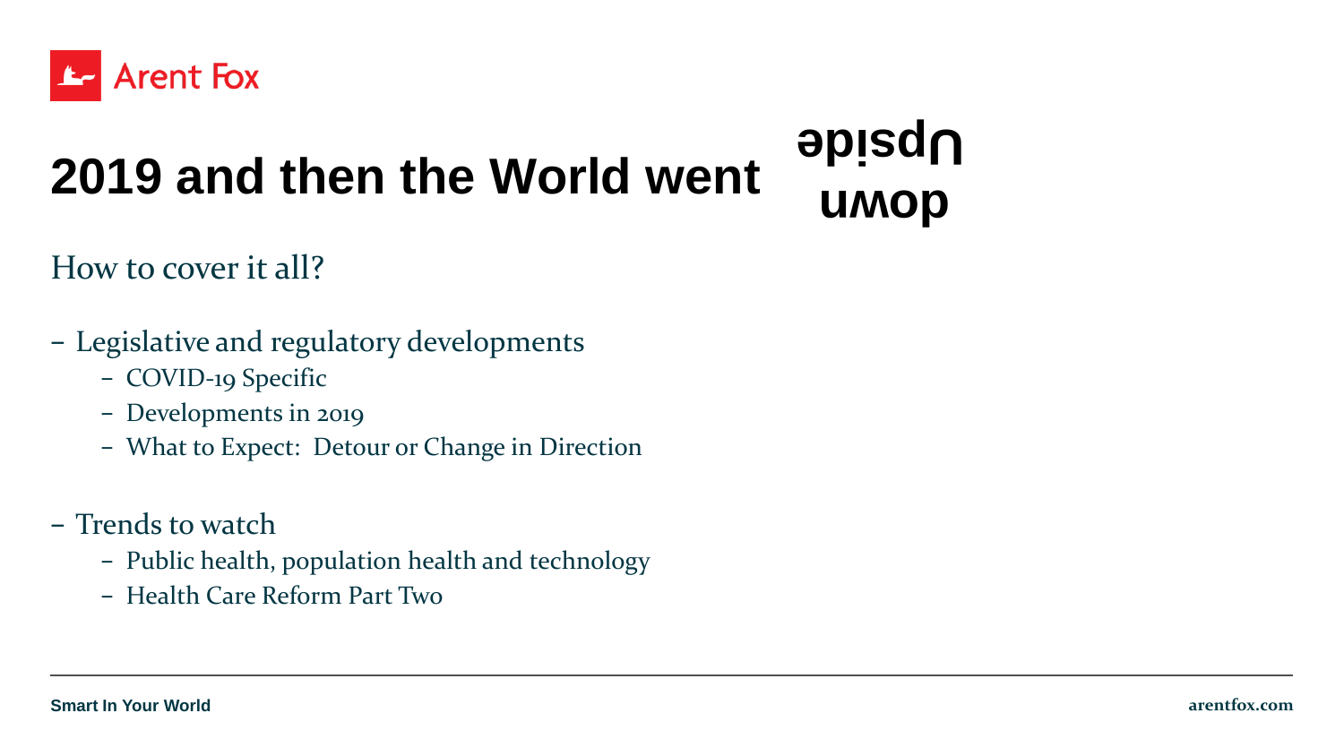# 2019 and then the World went Upside down

How to cover it all?

- Legislative and regulatory developments
  - COVID-19 Specific
  - Developments in 2019
  - What to Expect:  Detour or Change in Direction

- Trends to watch
  - Public health, population health and technology
  - Health Care Reform Part Two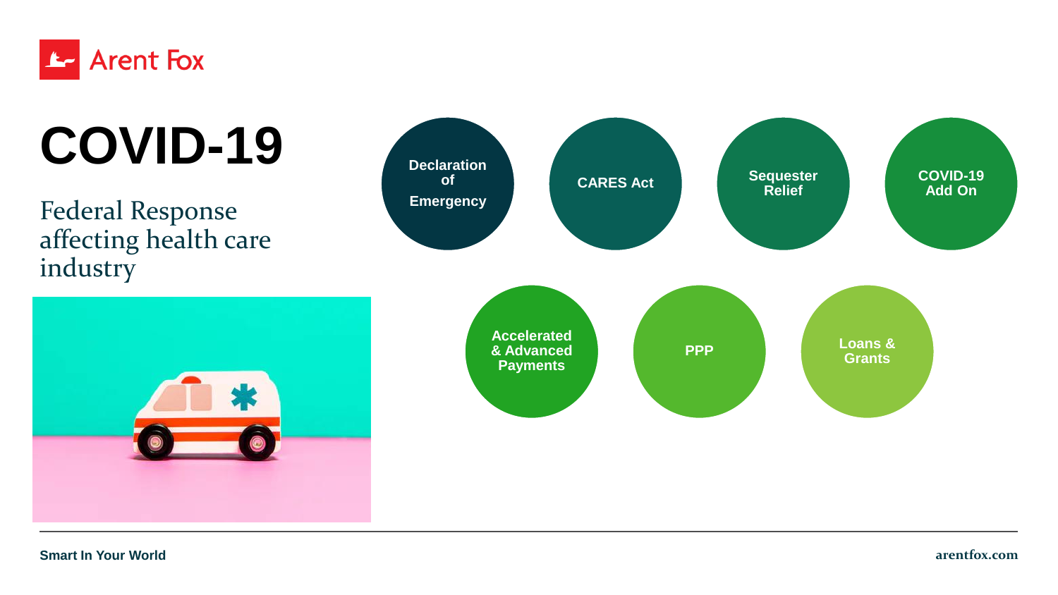# COVID-19

## Federal Response affecting health care industry

- Declaration of Emergency
- CARES Act
- Sequester Relief
- COVID-19 Add On
- Accelerated & Advanced Payments
- PPP
- Loans & Grants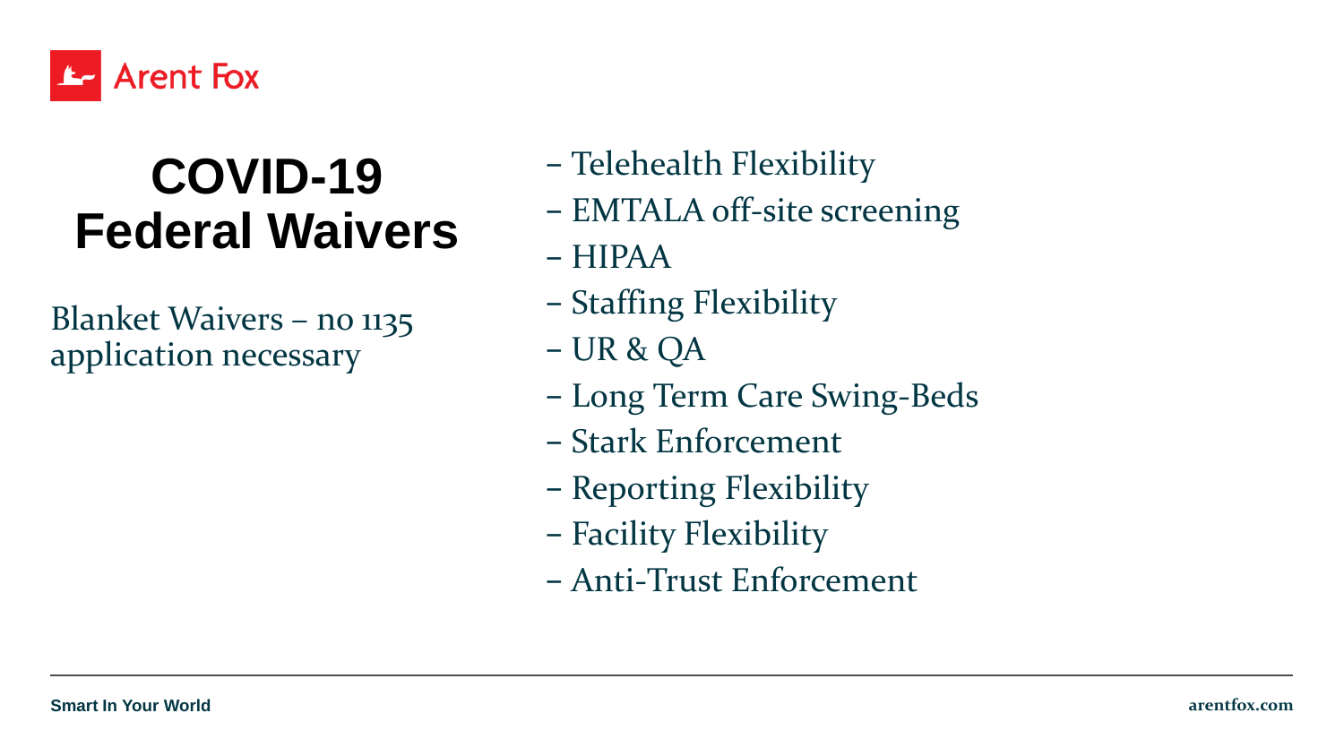# COVID-19 Federal Waivers

Blanket Waivers – no 1135 application necessary

- Telehealth Flexibility
- EMTALA off-site screening
- HIPAA
- Staffing Flexibility
- UR & QA
- Long Term Care Swing-Beds
- Stark Enforcement
- Reporting Flexibility
- Facility Flexibility
- Anti-Trust Enforcement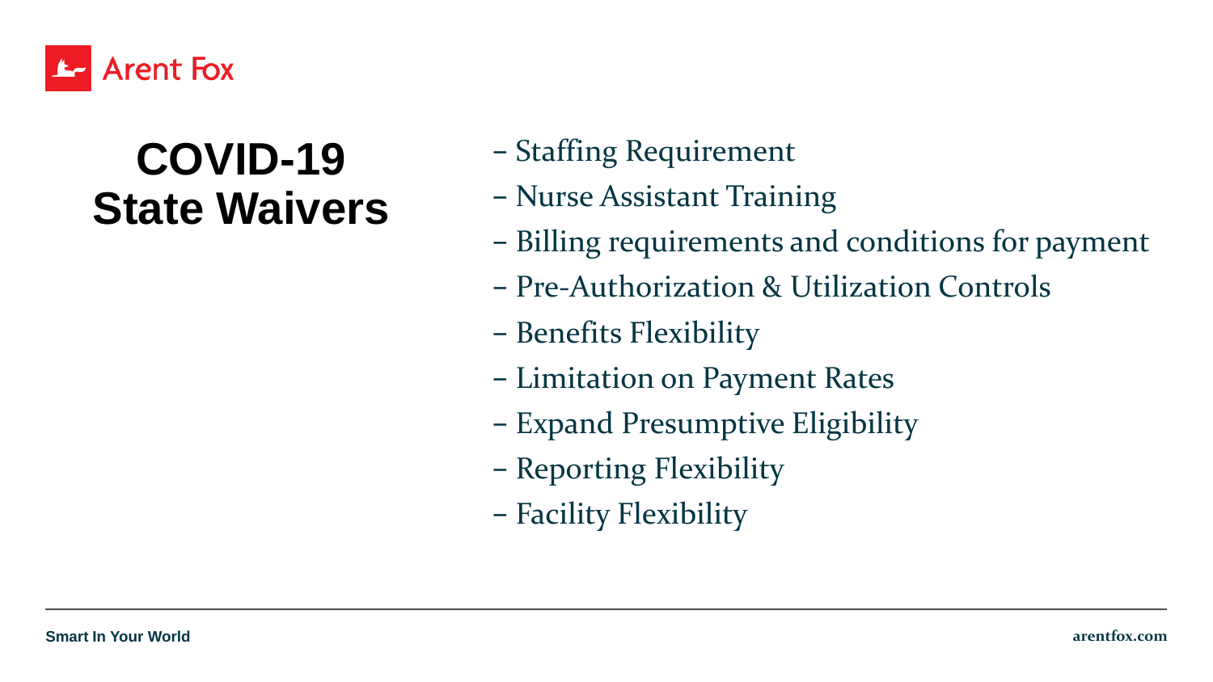# COVID-19 State Waivers

- Staffing Requirement
- Nurse Assistant Training
- Billing requirements and conditions for payment
- Pre-Authorization & Utilization Controls
- Benefits Flexibility
- Limitation on Payment Rates
- Expand Presumptive Eligibility
- Reporting Flexibility
- Facility Flexibility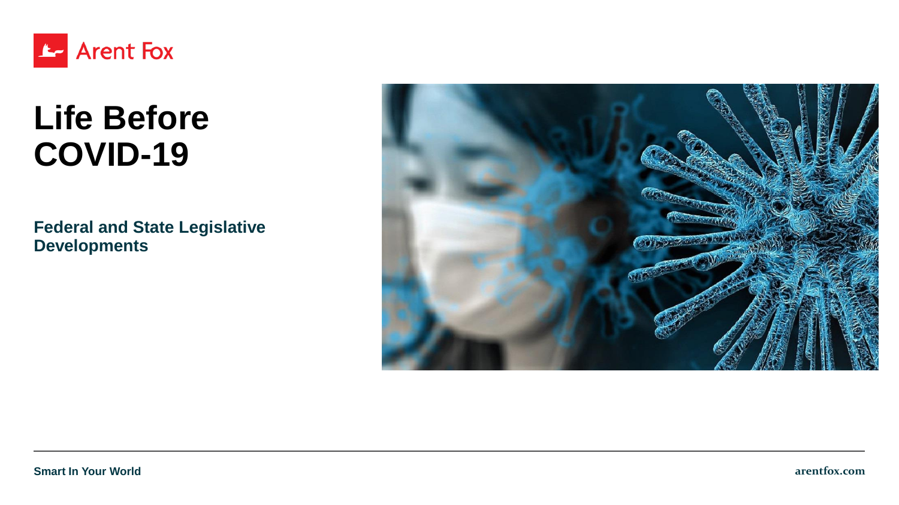# Life Before COVID-19

## Federal and State Legislative Developments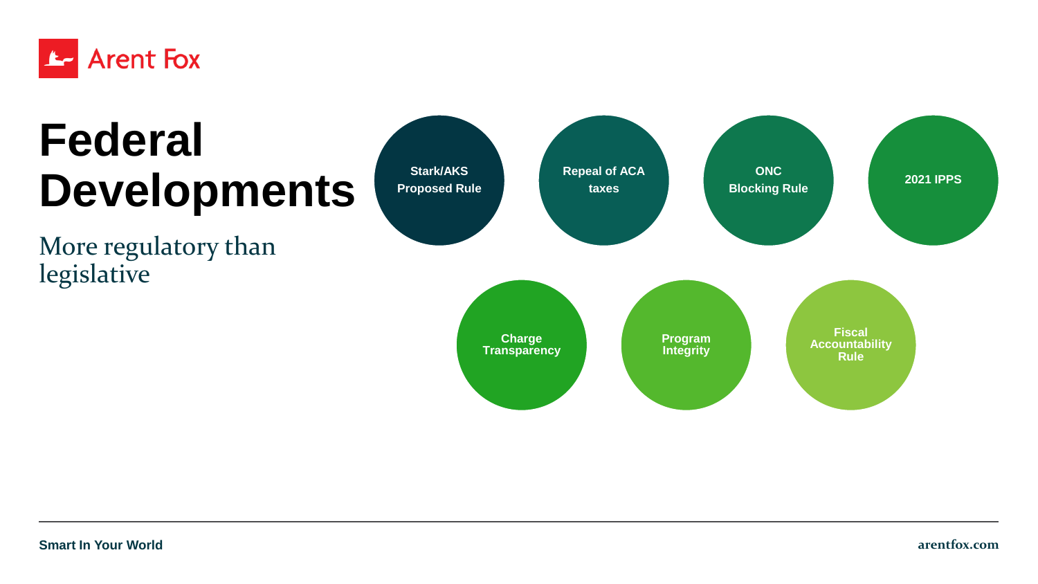# Federal Developments

More regulatory than legislative

- Stark/AKS Proposed Rule
- Repeal of ACA taxes
- ONC Blocking Rule
- 2021 IPPS
- Charge Transparency
- Program Integrity
- Fiscal Accountability Rule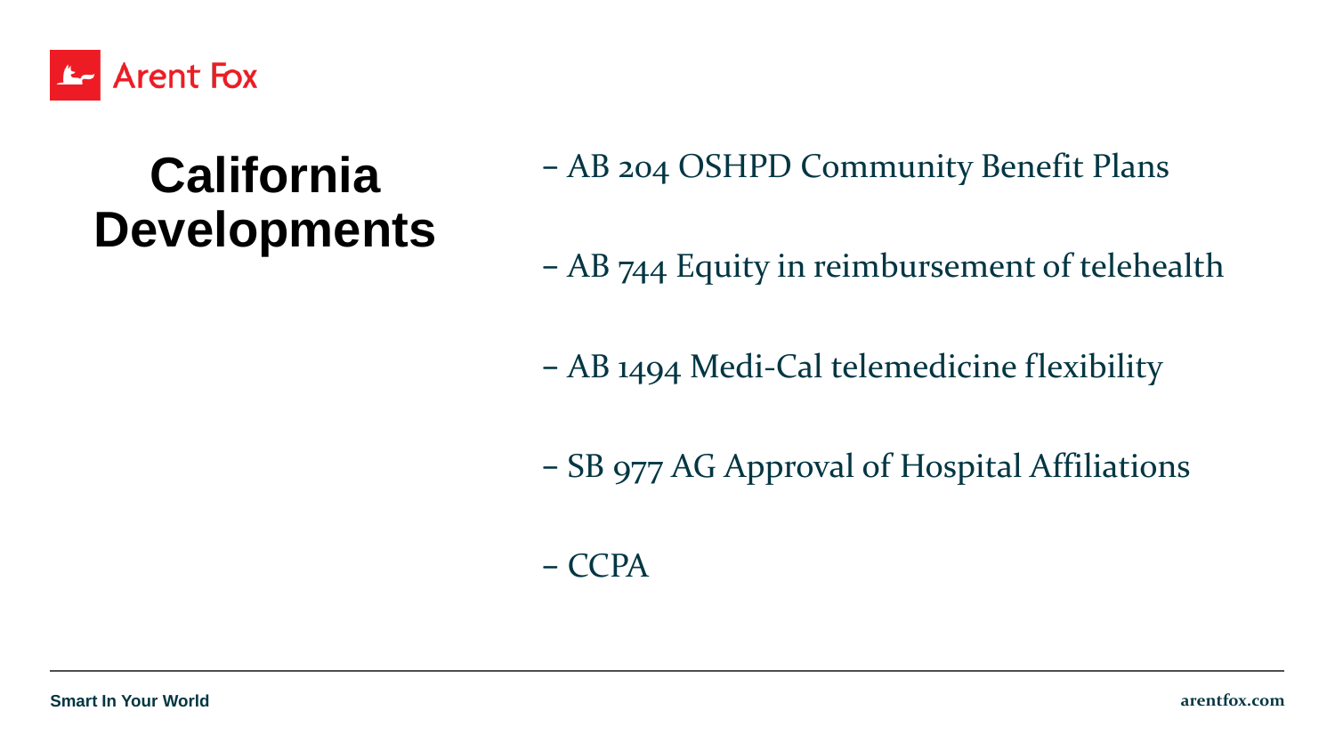# California Developments

- AB 204 OSHPD Community Benefit Plans
- AB 744 Equity in reimbursement of telehealth
- AB 1494 Medi-Cal telemedicine flexibility
- SB 977 AG Approval of Hospital Affiliations
- CCPA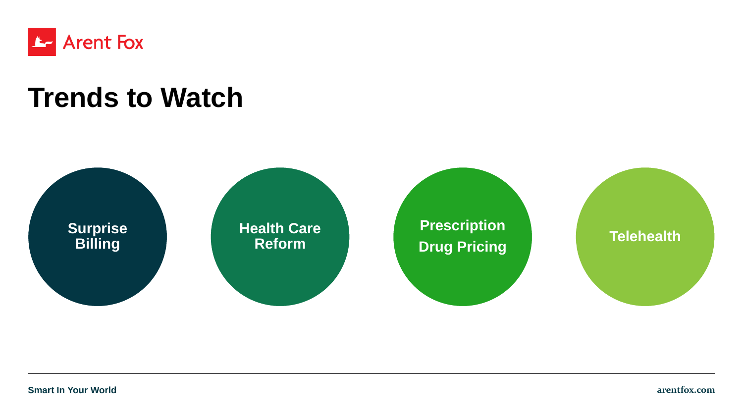# Trends to Watch

- Surprise Billing
- Health Care Reform
- Prescription Drug Pricing
- Telehealth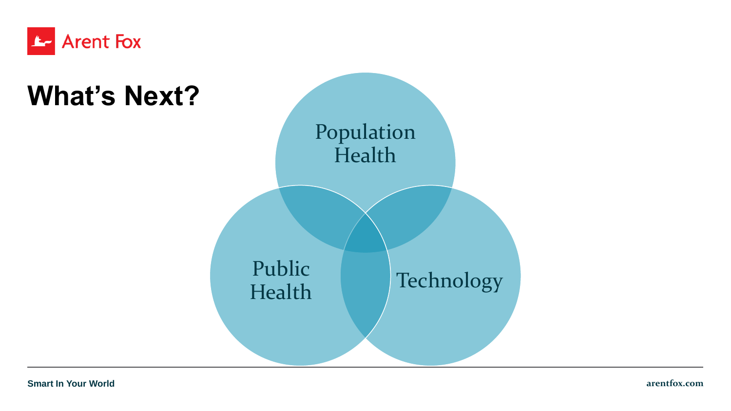# What's Next?

Population Health

Public Health

Technology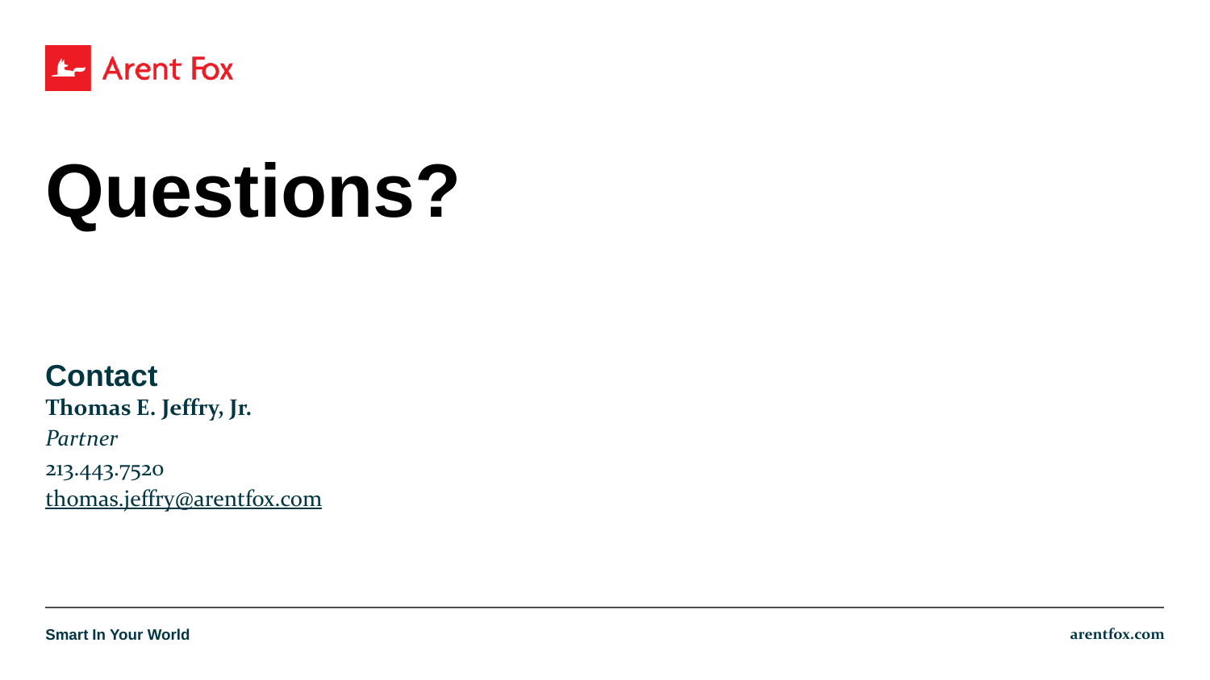# Questions?

## Contact

**Thomas E. Jeffry, Jr.**

*Partner*

213.443.7520

thomas.jeffry@arentfox.com